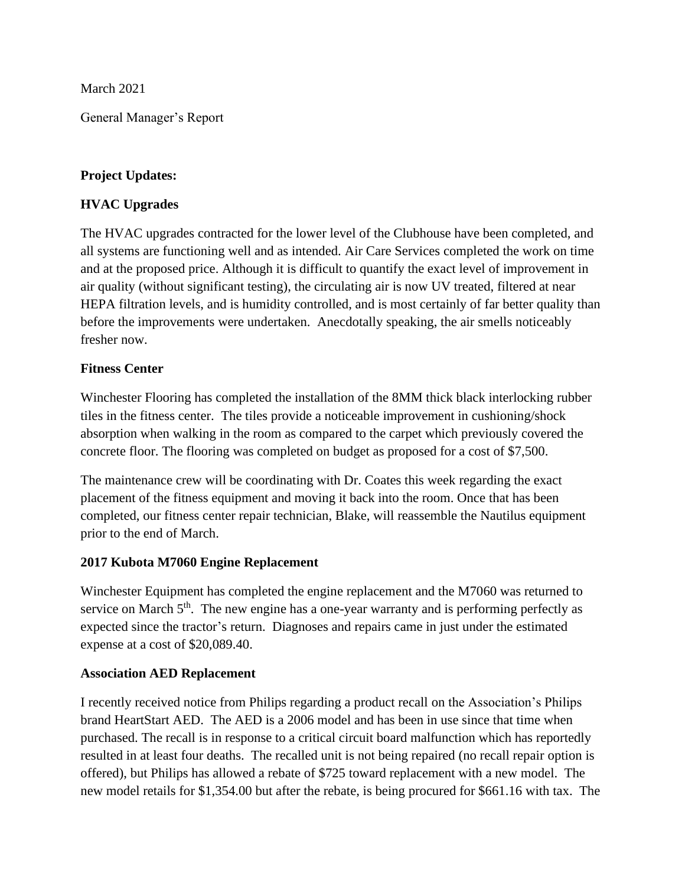March 2021

General Manager's Report

**Project Updates:**

**HVAC Upgrades**

The HVAC upgrades contracted for the lower level of the Clubhouse have been completed, and all systems are functioning well and as intended. Air Care Services completed the work on time and at the proposed price. Although it is difficult to quantify the exact level of improvement in air quality (without significant testing), the circulating air is now UV treated, filtered at near HEPA filtration levels, and is humidity controlled, and is most certainly of far better quality than before the improvements were undertaken. Anecdotally speaking, the air smells noticeably fresher now.

**Fitness Center**

Winchester Flooring has completed the installation of the 8MM thick black interlocking rubber tiles in the fitness center. The tiles provide a noticeable improvement in cushioning/shock absorption when walking in the room as compared to the carpet which previously covered the concrete floor. The flooring was completed on budget as proposed for a cost of $7,500.

The maintenance crew will be coordinating with Dr. Coates this week regarding the exact placement of the fitness equipment and moving it back into the room. Once that has been completed, our fitness center repair technician, Blake, will reassemble the Nautilus equipment prior to the end of March.

**2017 Kubota M7060 Engine Replacement**

Winchester Equipment has completed the engine replacement and the M7060 was returned to service on March 5th. The new engine has a one-year warranty and is performing perfectly as expected since the tractor's return. Diagnoses and repairs came in just under the estimated expense at a cost of $20,089.40.

**Association AED Replacement**

I recently received notice from Philips regarding a product recall on the Association's Philips brand HeartStart AED. The AED is a 2006 model and has been in use since that time when purchased. The recall is in response to a critical circuit board malfunction which has reportedly resulted in at least four deaths. The recalled unit is not being repaired (no recall repair option is offered), but Philips has allowed a rebate of $725 toward replacement with a new model. The new model retails for $1,354.00 but after the rebate, is being procured for $661.16 with tax. The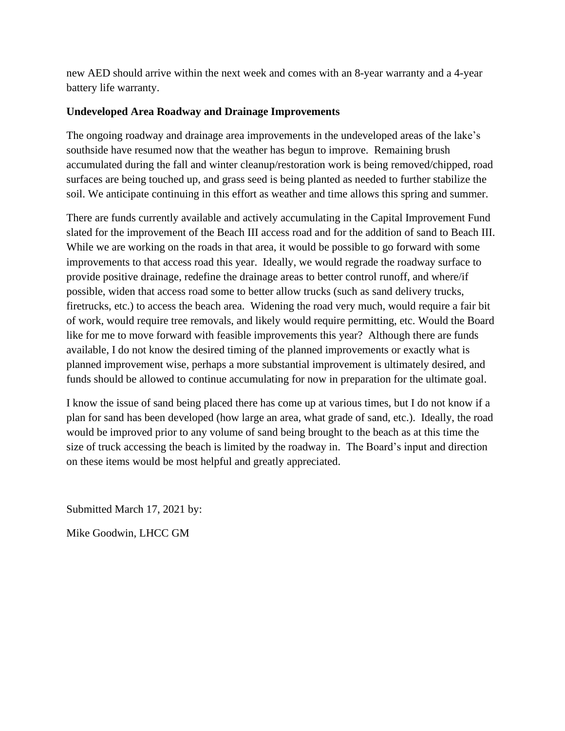new AED should arrive within the next week and comes with an 8-year warranty and a 4-year battery life warranty.

**Undeveloped Area Roadway and Drainage Improvements**

The ongoing roadway and drainage area improvements in the undeveloped areas of the lake's southside have resumed now that the weather has begun to improve. Remaining brush accumulated during the fall and winter cleanup/restoration work is being removed/chipped, road surfaces are being touched up, and grass seed is being planted as needed to further stabilize the soil. We anticipate continuing in this effort as weather and time allows this spring and summer.

There are funds currently available and actively accumulating in the Capital Improvement Fund slated for the improvement of the Beach III access road and for the addition of sand to Beach III. While we are working on the roads in that area, it would be possible to go forward with some improvements to that access road this year. Ideally, we would regrade the roadway surface to provide positive drainage, redefine the drainage areas to better control runoff, and where/if possible, widen that access road some to better allow trucks (such as sand delivery trucks, firetrucks, etc.) to access the beach area. Widening the road very much, would require a fair bit of work, would require tree removals, and likely would require permitting, etc. Would the Board like for me to move forward with feasible improvements this year? Although there are funds available, I do not know the desired timing of the planned improvements or exactly what is planned improvement wise, perhaps a more substantial improvement is ultimately desired, and funds should be allowed to continue accumulating for now in preparation for the ultimate goal.

I know the issue of sand being placed there has come up at various times, but I do not know if a plan for sand has been developed (how large an area, what grade of sand, etc.). Ideally, the road would be improved prior to any volume of sand being brought to the beach as at this time the size of truck accessing the beach is limited by the roadway in. The Board's input and direction on these items would be most helpful and greatly appreciated.

Submitted March 17, 2021 by:

Mike Goodwin, LHCC GM